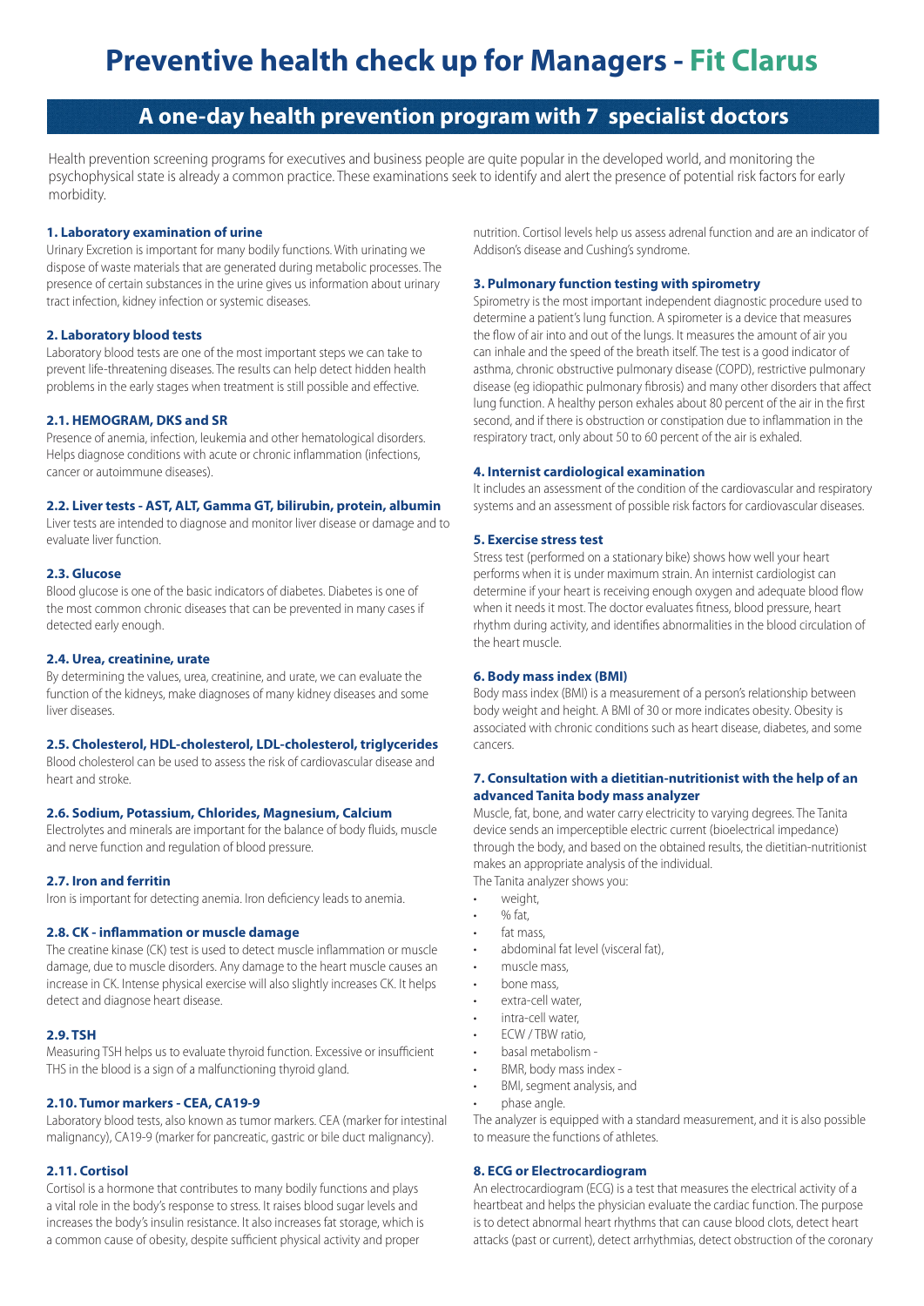# Preventive health check up for Managers - Fit Clarus

## A one-day health prevention program with 7 specialist doctors

Health prevention screening programs for executives and business people are quite popular in the developed world, and monitoring the psychophysical state is already a common practice. These examinations seek to identify and alert the presence of potential risk factors for early morbidity.

### 1. Laboratory examination of urine

Urinary Excretion is important for many bodily functions. With urinating we dispose of waste materials that are generated during metabolic processes. The presence of certain substances in the urine gives us information about urinary tract infection, kidney infection or systemic diseases.

### 2. Laboratory blood tests

Laboratory blood tests are one of the most important steps we can take to prevent life-threatening diseases. The results can help detect hidden health problems in the early stages when treatment is still possible and effective.

### 2.1. HEMOGRAM, DKS and SR

Presence of anemia, infection, leukemia and other hematological disorders. Helps diagnose conditions with acute or chronic inflammation (infections, cancer or autoimmune diseases).

### 2.2. Liver tests - AST, ALT, Gamma GT, bilirubin, protein, albumin

Liver tests are intended to diagnose and monitor liver disease or damage and to evaluate liver function.

### 2.3. Glucose

Blood glucose is one of the basic indicators of diabetes. Diabetes is one of the most common chronic diseases that can be prevented in many cases if detected early enough.

### 2.4. Urea, creatinine, urate

By determining the values, urea, creatinine, and urate, we can evaluate the function of the kidneys, make diagnoses of many kidney diseases and some liver diseases.

### 2.5. Cholesterol, HDL-cholesterol, LDL-cholesterol, triglycerides

Blood cholesterol can be used to assess the risk of cardiovascular disease and heart and stroke.

### 2.6. Sodium, Potassium, Chlorides, Magnesium, Calcium

Electrolytes and minerals are important for the balance of body fluids, muscle and nerve function and regulation of blood pressure.

### 2.7. Iron and ferritin

Iron is important for detecting anemia. Iron deficiency leads to anemia.

### 2.8. CK - inflammation or muscle damage

The creatine kinase (CK) test is used to detect muscle inflammation or muscle damage, due to muscle disorders. Any damage to the heart muscle causes an increase in CK. Intense physical exercise will also slightly increases CK. It helps detect and diagnose heart disease.

### 2.9. TSH

Measuring TSH helps us to evaluate thyroid function. Excessive or insufficient THS in the blood is a sign of a malfunctioning thyroid gland.

### 2.10. Tumor markers - CEA, CA19-9

Laboratory blood tests, also known as tumor markers. CEA (marker for intestinal malignancy), CA19-9 (marker for pancreatic, gastric or bile duct malignancy).

### 2.11. Cortisol

Cortisol is a hormone that contributes to many bodily functions and plays a vital role in the body's response to stress. It raises blood sugar levels and increases the body's insulin resistance. It also increases fat storage, which is a common cause of obesity, despite sufficient physical activity and proper nutrition. Cortisol levels help us assess adrenal function and are an indicator of Addison's disease and Cushing's syndrome.

### 3. Pulmonary function testing with spirometry

Spirometry is the most important independent diagnostic procedure used to determine a patient's lung function. A spirometer is a device that measures the flow of air into and out of the lungs. It measures the amount of air you can inhale and the speed of the breath itself. The test is a good indicator of asthma, chronic obstructive pulmonary disease (COPD), restrictive pulmonary disease (eg idiopathic pulmonary fibrosis) and many other disorders that affect lung function. A healthy person exhales about 80 percent of the air in the first second, and if there is obstruction or constipation due to inflammation in the respiratory tract, only about 50 to 60 percent of the air is exhaled.

### 4. Internist cardiological examination

It includes an assessment of the condition of the cardiovascular and respiratory systems and an assessment of possible risk factors for cardiovascular diseases.

### 5. Exercise stress test

Stress test (performed on a stationary bike) shows how well your heart performs when it is under maximum strain. An internist cardiologist can determine if your heart is receiving enough oxygen and adequate blood flow when it needs it most. The doctor evaluates fitness, blood pressure, heart rhythm during activity, and identifies abnormalities in the blood circulation of the heart muscle.

### 6. Body mass index (BMI)

Body mass index (BMI) is a measurement of a person's relationship between body weight and height. A BMI of 30 or more indicates obesity. Obesity is associated with chronic conditions such as heart disease, diabetes, and some cancers.

### 7. Consultation with a dietitian-nutritionist with the help of an advanced Tanita body mass analyzer

Muscle, fat, bone, and water carry electricity to varying degrees. The Tanita device sends an imperceptible electric current (bioelectrical impedance) through the body, and based on the obtained results, the dietitian-nutritionist makes an appropriate analysis of the individual.

The Tanita analyzer shows you:

- weight,
- % fat,
- fat mass,
- abdominal fat level (visceral fat),
- muscle mass,
- bone mass,
- extra-cell water,
- intra-cell water,
- ECW / TBW ratio,
- basal metabolism -
- BMR, body mass index -
- BMI, segment analysis, and
- phase angle.

The analyzer is equipped with a standard measurement, and it is also possible to measure the functions of athletes.

### 8. ECG or Electrocardiogram

An electrocardiogram (ECG) is a test that measures the electrical activity of a heartbeat and helps the physician evaluate the cardiac function. The purpose is to detect abnormal heart rhythms that can cause blood clots, detect heart attacks (past or current), detect arrhythmias, detect obstruction of the coronary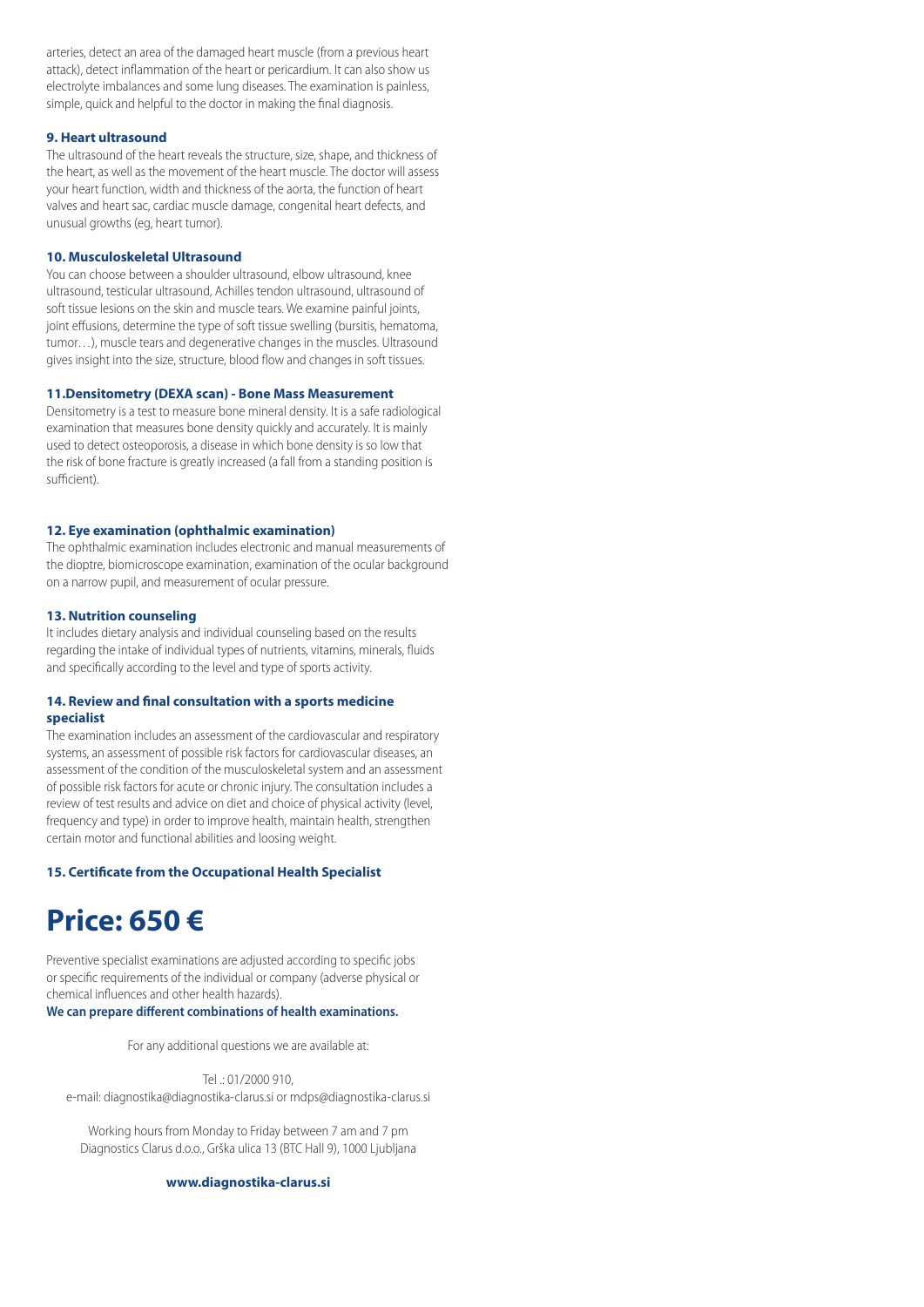arteries, detect an area of the damaged heart muscle (from a previous heart attack), detect inflammation of the heart or pericardium. It can also show us electrolyte imbalances and some lung diseases. The examination is painless, simple, quick and helpful to the doctor in making the final diagnosis.

### 9. Heart ultrasound

The ultrasound of the heart reveals the structure, size, shape, and thickness of the heart, as well as the movement of the heart muscle. The doctor will assess your heart function, width and thickness of the aorta, the function of heart valves and heart sac, cardiac muscle damage, congenital heart defects, and unusual growths (eg, heart tumor).

### 10. Musculoskeletal Ultrasound

You can choose between a shoulder ultrasound, elbow ultrasound, knee ultrasound, testicular ultrasound, Achilles tendon ultrasound, ultrasound of soft tissue lesions on the skin and muscle tears. We examine painful joints, joint effusions, determine the type of soft tissue swelling (bursitis, hematoma, tumor…), muscle tears and degenerative changes in the muscles. Ultrasound gives insight into the size, structure, blood flow and changes in soft tissues.

### 11.Densitometry (DEXA scan) - Bone Mass Measurement

Densitometry is a test to measure bone mineral density. It is a safe radiological examination that measures bone density quickly and accurately. It is mainly used to detect osteoporosis, a disease in which bone density is so low that the risk of bone fracture is greatly increased (a fall from a standing position is sufficient).

### 12. Eye examination (ophthalmic examination)

The ophthalmic examination includes electronic and manual measurements of the dioptre, biomicroscope examination, examination of the ocular background on a narrow pupil, and measurement of ocular pressure.

### 13. Nutrition counseling

It includes dietary analysis and individual counseling based on the results regarding the intake of individual types of nutrients, vitamins, minerals, fluids and specifically according to the level and type of sports activity.

### 14. Review and final consultation with a sports medicine specialist

The examination includes an assessment of the cardiovascular and respiratory systems, an assessment of possible risk factors for cardiovascular diseases, an assessment of the condition of the musculoskeletal system and an assessment of possible risk factors for acute or chronic injury. The consultation includes a review of test results and advice on diet and choice of physical activity (level, frequency and type) in order to improve health, maintain health, strengthen certain motor and functional abilities and loosing weight.

### 15. Certificate from the Occupational Health Specialist

# Price: 650 €

Preventive specialist examinations are adjusted according to specific jobs or specific requirements of the individual or company (adverse physical or chemical influences and other health hazards).
**We can prepare different combinations of health examinations.**

For any additional questions we are available at:

Tel .: 01/2000 910,
e-mail: diagnostika@diagnostika-clarus.si or mdps@diagnostika-clarus.si

Working hours from Monday to Friday between 7 am and 7 pm
Diagnostics Clarus d.o.o., Grška ulica 13 (BTC Hall 9), 1000 Ljubljana

**www.diagnostika-clarus.si**